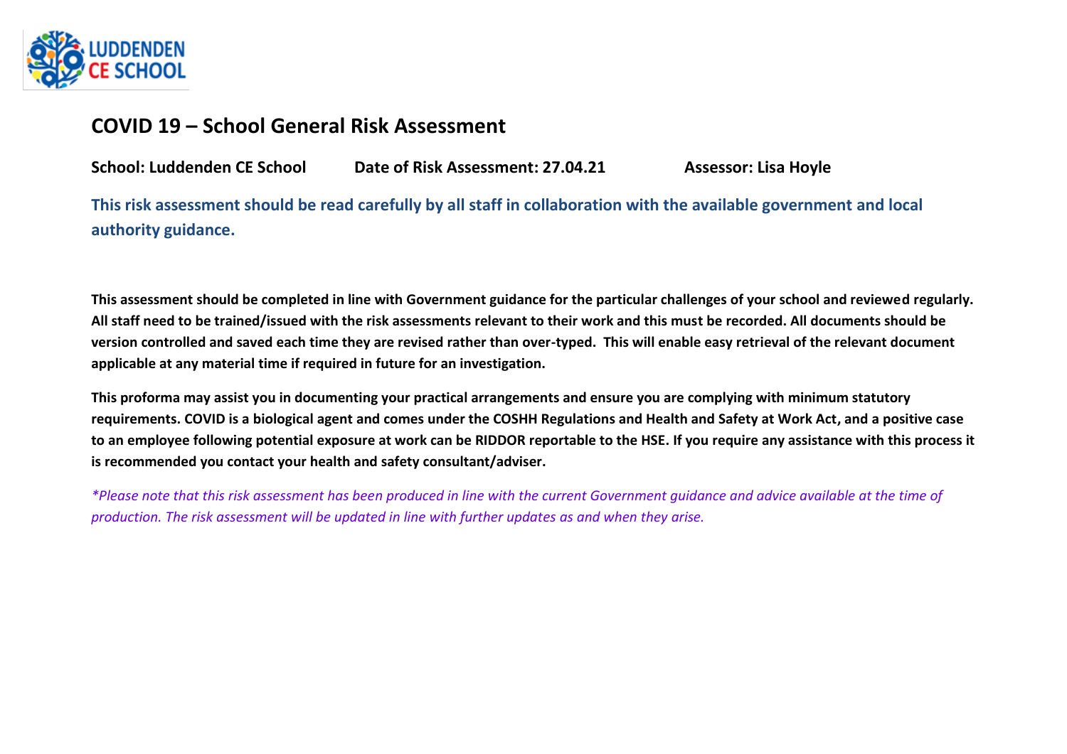# COVID 19 – School General Risk Assessment

**School: Luddenden CE School** **Date of Risk Assessment: 27.04.21** **Assessor: Lisa Hoyle**

**This risk assessment should be read carefully by all staff in collaboration with the available government and local authority guidance.**

**This assessment should be completed in line with Government guidance for the particular challenges of your school and reviewed regularly. All staff need to be trained/issued with the risk assessments relevant to their work and this must be recorded. All documents should be version controlled and saved each time they are revised rather than over-typed. This will enable easy retrieval of the relevant document applicable at any material time if required in future for an investigation.**

**This proforma may assist you in documenting your practical arrangements and ensure you are complying with minimum statutory requirements. COVID is a biological agent and comes under the COSHH Regulations and Health and Safety at Work Act, and a positive case to an employee following potential exposure at work can be RIDDOR reportable to the HSE. If you require any assistance with this process it is recommended you contact your health and safety consultant/adviser.**

*\*Please note that this risk assessment has been produced in line with the current Government guidance and advice available at the time of production. The risk assessment will be updated in line with further updates as and when they arise.*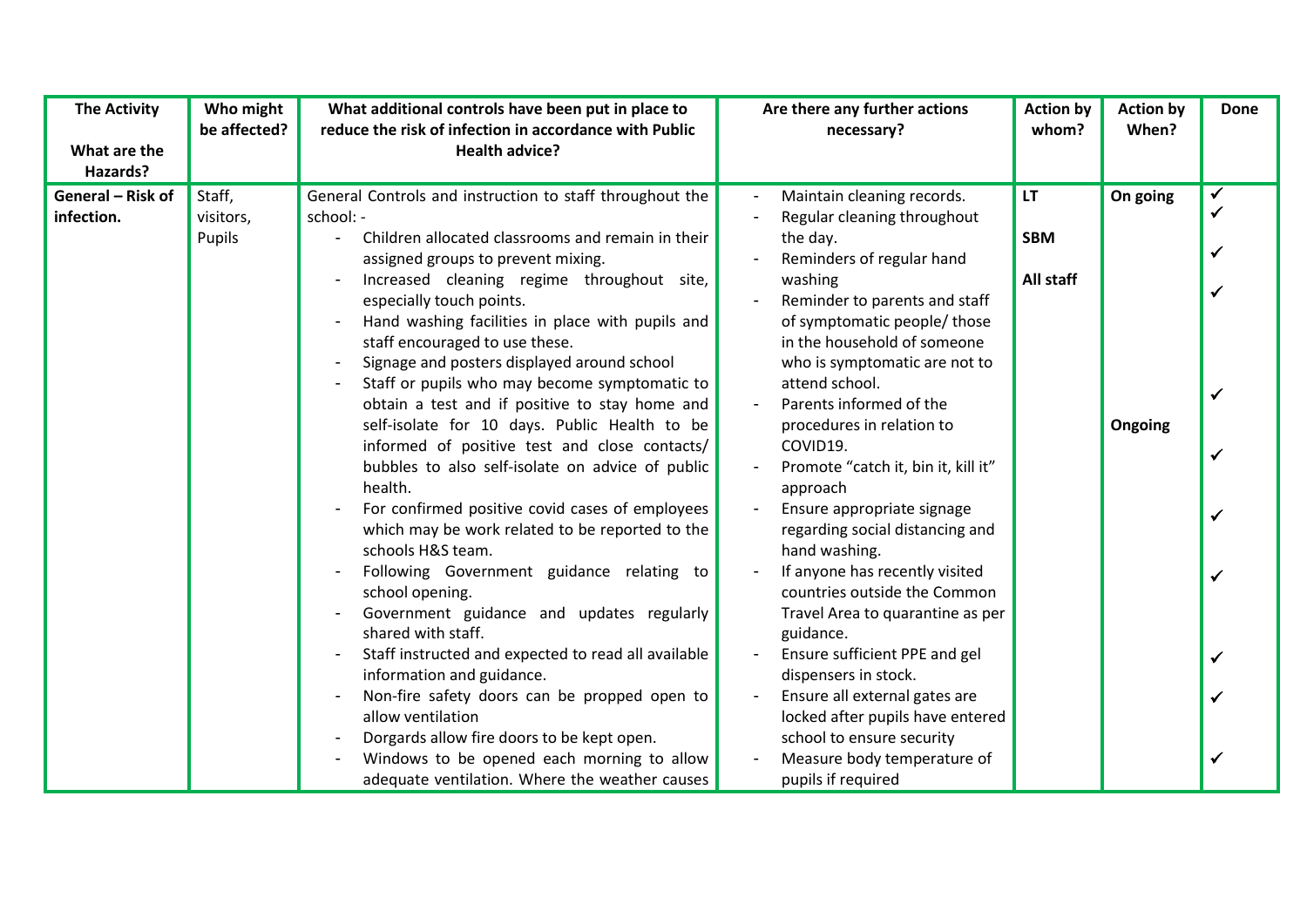| The Activity<br><br>What are the Hazards? | Who might be affected? | What additional controls have been put in place to reduce the risk of infection in accordance with Public Health advice? | Are there any further actions necessary? | Action by whom? | Action by When? | Done |
|---|---|---|---|---|---|---|
| **General – Risk of infection.** | Staff, visitors, Pupils | General Controls and instruction to staff throughout the school: -<br>- Children allocated classrooms and remain in their assigned groups to prevent mixing.<br>- Increased cleaning regime throughout site, especially touch points.<br>- Hand washing facilities in place with pupils and staff encouraged to use these.<br>- Signage and posters displayed around school<br>- Staff or pupils who may become symptomatic to obtain a test and if positive to stay home and self-isolate for 10 days. Public Health to be informed of positive test and close contacts/ bubbles to also self-isolate on advice of public health.<br>- For confirmed positive covid cases of employees which may be work related to be reported to the schools H&S team.<br>- Following Government guidance relating to school opening.<br>- Government guidance and updates regularly shared with staff.<br>- Staff instructed and expected to read all available information and guidance.<br>- Non-fire safety doors can be propped open to allow ventilation<br>- Dorgards allow fire doors to be kept open.<br>- Windows to be opened each morning to allow adequate ventilation. Where the weather causes | - Maintain cleaning records.<br>- Regular cleaning throughout the day.<br>- Reminders of regular hand washing<br>- Reminder to parents and staff of symptomatic people/ those in the household of someone who is symptomatic are not to attend school.<br>- Parents informed of the procedures in relation to COVID19.<br>- Promote "catch it, bin it, kill it" approach<br>- Ensure appropriate signage regarding social distancing and hand washing.<br>- If anyone has recently visited countries outside the Common Travel Area to quarantine as per guidance.<br>- Ensure sufficient PPE and gel dispensers in stock.<br>- Ensure all external gates are locked after pupils have entered school to ensure security<br>- Measure body temperature of pupils if required | **LT**<br><br>**SBM**<br><br>**All staff** | **On going**<br><br><br><br><br><br><br><br><br><br><br>**Ongoing** | ✓<br>✓<br>✓<br>✓<br>✓<br>✓<br>✓<br>✓<br>✓<br>✓<br>✓ |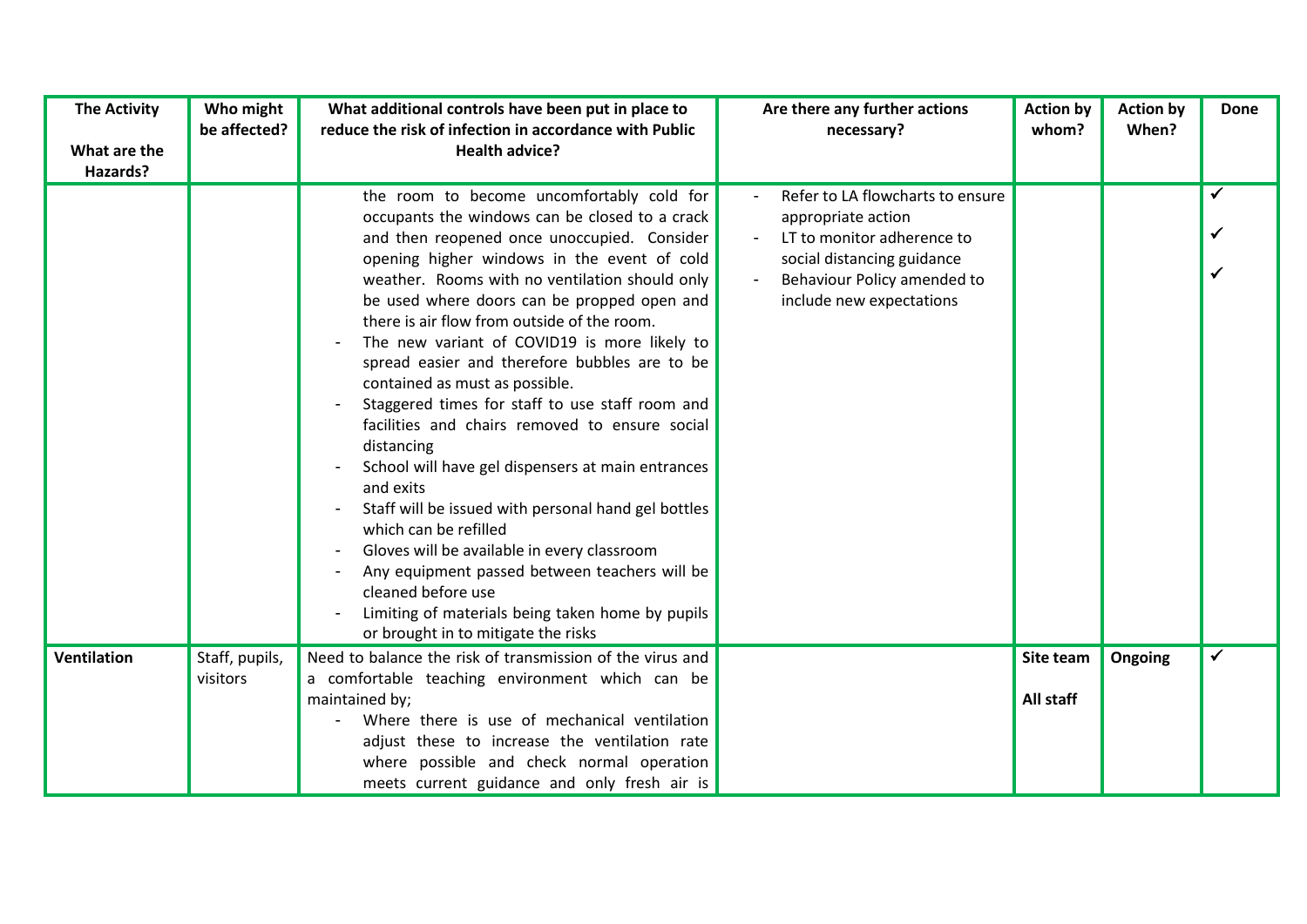| The Activity<br><br>What are the Hazards? | Who might be affected? | What additional controls have been put in place to reduce the risk of infection in accordance with Public Health advice? | Are there any further actions necessary? | Action by whom? | Action by When? | Done |
|---|---|---|---|---|---|---|
| | | the room to become uncomfortably cold for occupants the windows can be closed to a crack and then reopened once unoccupied. Consider opening higher windows in the event of cold weather. Rooms with no ventilation should only be used where doors can be propped open and there is air flow from outside of the room.<br>- The new variant of COVID19 is more likely to spread easier and therefore bubbles are to be contained as must as possible.<br>- Staggered times for staff to use staff room and facilities and chairs removed to ensure social distancing<br>- School will have gel dispensers at main entrances and exits<br>- Staff will be issued with personal hand gel bottles which can be refilled<br>- Gloves will be available in every classroom<br>- Any equipment passed between teachers will be cleaned before use<br>- Limiting of materials being taken home by pupils or brought in to mitigate the risks | - Refer to LA flowcharts to ensure appropriate action<br>- LT to monitor adherence to social distancing guidance<br>- Behaviour Policy amended to include new expectations | | | ✓<br>✓<br>✓ |
| **Ventilation** | Staff, pupils, visitors | Need to balance the risk of transmission of the virus and a comfortable teaching environment which can be maintained by;<br>- Where there is use of mechanical ventilation adjust these to increase the ventilation rate where possible and check normal operation meets current guidance and only fresh air is | | **Site team**<br><br>**All staff** | **Ongoing** | ✓ |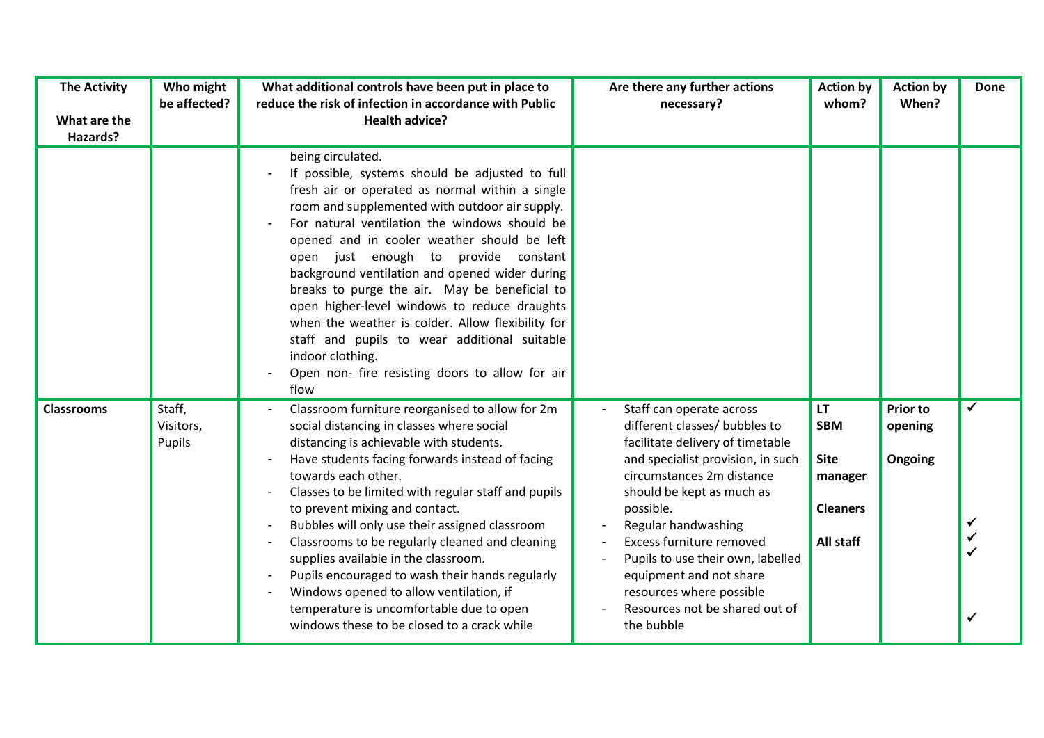| The Activity<br><br>What are the Hazards? | Who might be affected? | What additional controls have been put in place to reduce the risk of infection in accordance with Public Health advice? | Are there any further actions necessary? | Action by whom? | Action by When? | Done |
|---|---|---|---|---|---|---|
| | | being circulated.<br>- If possible, systems should be adjusted to full fresh air or operated as normal within a single room and supplemented with outdoor air supply.<br>- For natural ventilation the windows should be opened and in cooler weather should be left open just enough to provide constant background ventilation and opened wider during breaks to purge the air. May be beneficial to open higher-level windows to reduce draughts when the weather is colder. Allow flexibility for staff and pupils to wear additional suitable indoor clothing.<br>- Open non- fire resisting doors to allow for air flow | | | | |
| **Classrooms** | Staff, Visitors, Pupils | - Classroom furniture reorganised to allow for 2m social distancing in classes where social distancing is achievable with students.<br>- Have students facing forwards instead of facing towards each other.<br>- Classes to be limited with regular staff and pupils to prevent mixing and contact.<br>- Bubbles will only use their assigned classroom<br>- Classrooms to be regularly cleaned and cleaning supplies available in the classroom.<br>- Pupils encouraged to wash their hands regularly<br>- Windows opened to allow ventilation, if temperature is uncomfortable due to open windows these to be closed to a crack while | - Staff can operate across different classes/ bubbles to facilitate delivery of timetable and specialist provision, in such circumstances 2m distance should be kept as much as possible.<br>- Regular handwashing<br>- Excess furniture removed<br>- Pupils to use their own, labelled equipment and not share resources where possible<br>- Resources not be shared out of the bubble | **LT**<br>**SBM**<br><br>**Site manager**<br><br>**Cleaners**<br><br>**All staff** | **Prior to opening**<br><br>**Ongoing** | ✓<br><br><br><br><br>✓<br>✓<br>✓<br><br><br><br>✓ |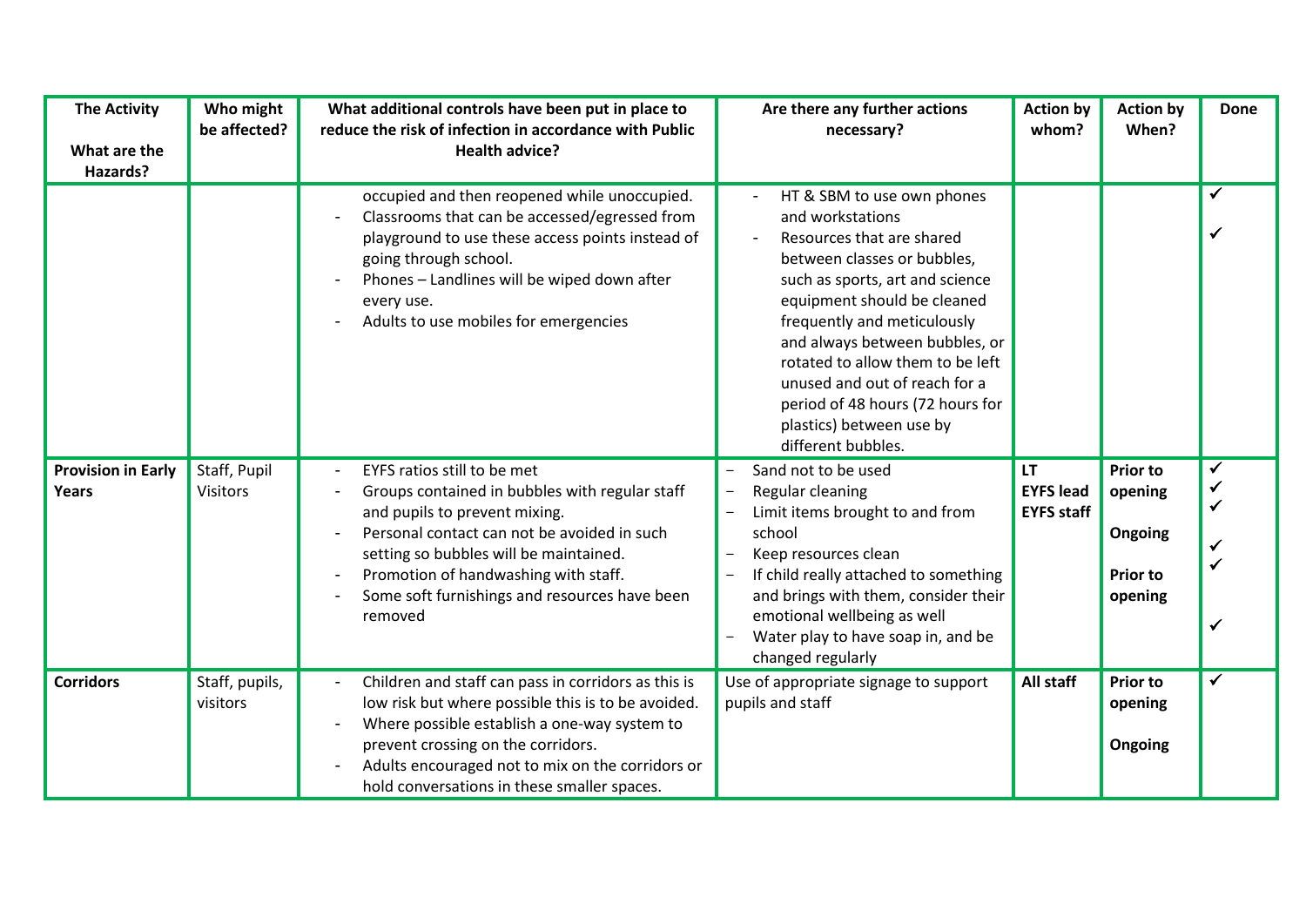| The Activity<br><br>What are the Hazards? | Who might be affected? | What additional controls have been put in place to reduce the risk of infection in accordance with Public Health advice? | Are there any further actions necessary? | Action by whom? | Action by When? | Done |
|---|---|---|---|---|---|---|
| | | occupied and then reopened while unoccupied.<br>- Classrooms that can be accessed/egressed from playground to use these access points instead of going through school.<br>- Phones – Landlines will be wiped down after every use.<br>- Adults to use mobiles for emergencies | - HT & SBM to use own phones and workstations<br>- Resources that are shared between classes or bubbles, such as sports, art and science equipment should be cleaned frequently and meticulously and always between bubbles, or rotated to allow them to be left unused and out of reach for a period of 48 hours (72 hours for plastics) between use by different bubbles. | | | ✓<br>✓ |
| **Provision in Early Years** | Staff, Pupil Visitors | - EYFS ratios still to be met<br>- Groups contained in bubbles with regular staff and pupils to prevent mixing.<br>- Personal contact can not be avoided in such setting so bubbles will be maintained.<br>- Promotion of handwashing with staff.<br>- Some soft furnishings and resources have been removed | - Sand not to be used<br>- Regular cleaning<br>- Limit items brought to and from school<br>- Keep resources clean<br>- If child really attached to something and brings with them, consider their emotional wellbeing as well<br>- Water play to have soap in, and be changed regularly | **LT**<br>**EYFS lead**<br>**EYFS staff** | **Prior to opening**<br><br>**Ongoing**<br><br>**Prior to opening** | ✓<br>✓<br>✓<br>✓<br>✓<br>✓ |
| **Corridors** | Staff, pupils, visitors | - Children and staff can pass in corridors as this is low risk but where possible this is to be avoided.<br>- Where possible establish a one-way system to prevent crossing on the corridors.<br>- Adults encouraged not to mix on the corridors or hold conversations in these smaller spaces. | Use of appropriate signage to support pupils and staff | **All staff** | **Prior to opening**<br><br>**Ongoing** | ✓ |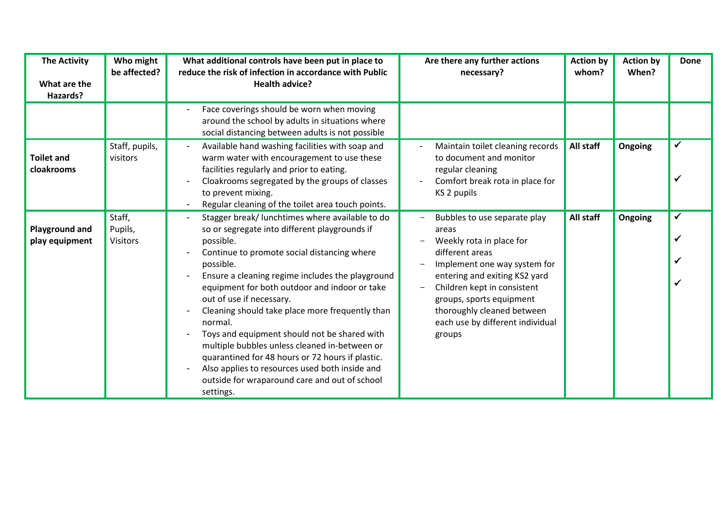| The Activity<br><br>What are the Hazards? | Who might be affected? | What additional controls have been put in place to reduce the risk of infection in accordance with Public Health advice? | Are there any further actions necessary? | Action by whom? | Action by When? | Done |
|---|---|---|---|---|---|---|
| | | - Face coverings should be worn when moving around the school by adults in situations where social distancing between adults is not possible | | | | |
| **Toilet and cloakrooms** | Staff, pupils, visitors | - Available hand washing facilities with soap and warm water with encouragement to use these facilities regularly and prior to eating.<br>- Cloakrooms segregated by the groups of classes to prevent mixing.<br>- Regular cleaning of the toilet area touch points. | - Maintain toilet cleaning records to document and monitor regular cleaning<br>- Comfort break rota in place for KS 2 pupils | **All staff** | **Ongoing** | ✓<br>✓ |
| **Playground and play equipment** | Staff, Pupils, Visitors | - Stagger break/ lunchtimes where available to do so or segregate into different playgrounds if possible.<br>- Continue to promote social distancing where possible.<br>- Ensure a cleaning regime includes the playground equipment for both outdoor and indoor or take out of use if necessary.<br>- Cleaning should take place more frequently than normal.<br>- Toys and equipment should not be shared with multiple bubbles unless cleaned in-between or quarantined for 48 hours or 72 hours if plastic.<br>- Also applies to resources used both inside and outside for wraparound care and out of school settings. | - Bubbles to use separate play areas<br>- Weekly rota in place for different areas<br>- Implement one way system for entering and exiting KS2 yard<br>- Children kept in consistent groups, sports equipment thoroughly cleaned between each use by different individual groups | **All staff** | **Ongoing** | ✓<br>✓<br>✓<br>✓ |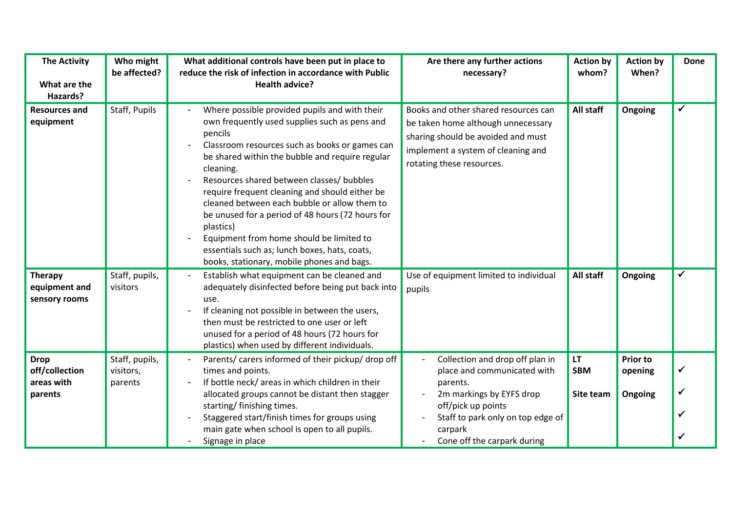| The Activity<br><br>What are the Hazards? | Who might be affected? | What additional controls have been put in place to reduce the risk of infection in accordance with Public Health advice? | Are there any further actions necessary? | Action by whom? | Action by When? | Done |
|---|---|---|---|---|---|---|
| **Resources and equipment** | Staff, Pupils | - Where possible provided pupils and with their own frequently used supplies such as pens and pencils<br>- Classroom resources such as books or games can be shared within the bubble and require regular cleaning.<br>- Resources shared between classes/ bubbles require frequent cleaning and should either be cleaned between each bubble or allow them to be unused for a period of 48 hours (72 hours for plastics)<br>- Equipment from home should be limited to essentials such as; lunch boxes, hats, coats, books, stationary, mobile phones and bags. | Books and other shared resources can be taken home although unnecessary sharing should be avoided and must implement a system of cleaning and rotating these resources. | **All staff** | **Ongoing** | ✓ |
| **Therapy equipment and sensory rooms** | Staff, pupils, visitors | - Establish what equipment can be cleaned and adequately disinfected before being put back into use.<br>- If cleaning not possible in between the users, then must be restricted to one user or left unused for a period of 48 hours (72 hours for plastics) when used by different individuals. | Use of equipment limited to individual pupils | **All staff** | **Ongoing** | ✓ |
| **Drop off/collection areas with parents** | Staff, pupils, visitors, parents | - Parents/ carers informed of their pickup/ drop off times and points.<br>- If bottle neck/ areas in which children in their allocated groups cannot be distant then stagger starting/ finishing times.<br>- Staggered start/finish times for groups using main gate when school is open to all pupils.<br>- Signage in place | - Collection and drop off plan in place and communicated with parents.<br>- 2m markings by EYFS drop off/pick up points<br>- Staff to park only on top edge of carpark<br>- Cone off the carpark during | **LT**<br>**SBM**<br><br>**Site team** | **Prior to opening**<br><br>**Ongoing** | ✓<br>✓<br>✓<br>✓ |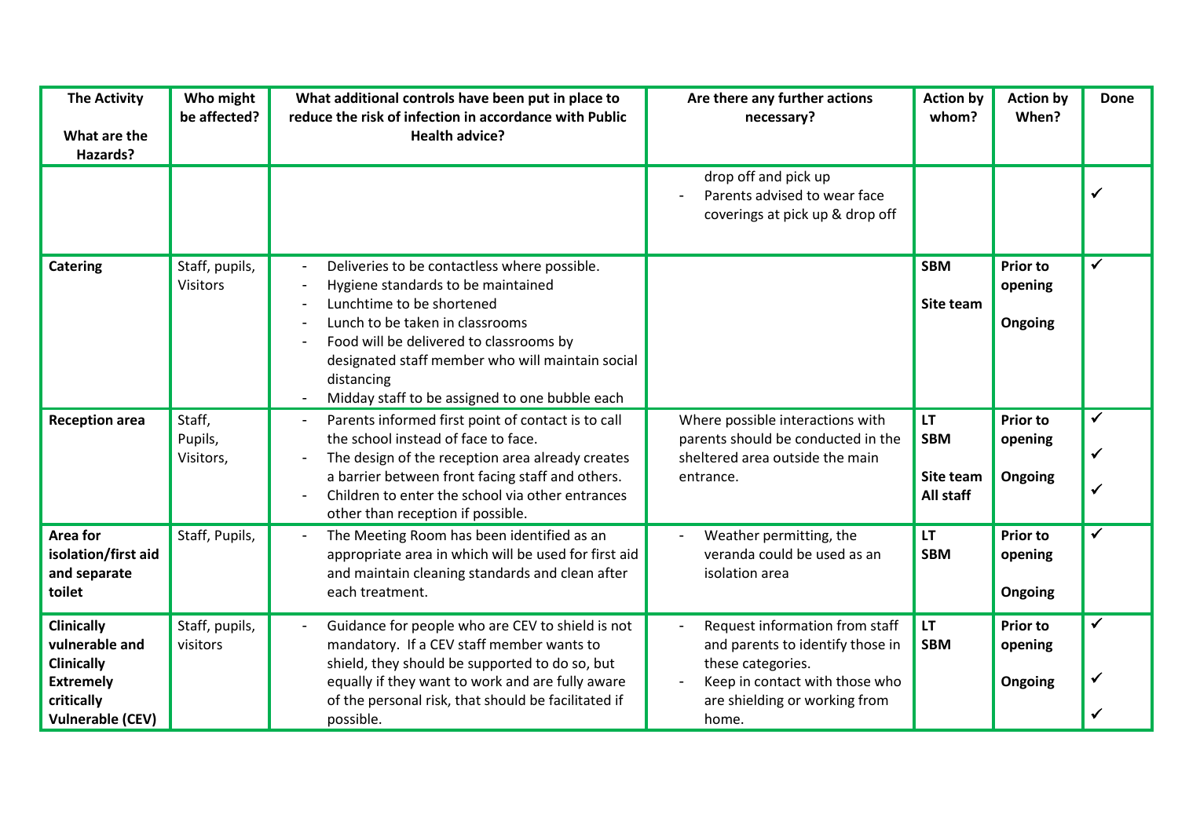| The Activity<br><br>What are the Hazards? | Who might be affected? | What additional controls have been put in place to reduce the risk of infection in accordance with Public Health advice? | Are there any further actions necessary? | Action by whom? | Action by When? | Done |
|---|---|---|---|---|---|---|
| | | | drop off and pick up<br>- Parents advised to wear face coverings at pick up & drop off | | | ✓ |
| **Catering** | Staff, pupils, Visitors | - Deliveries to be contactless where possible.<br>- Hygiene standards to be maintained<br>- Lunchtime to be shortened<br>- Lunch to be taken in classrooms<br>- Food will be delivered to classrooms by designated staff member who will maintain social distancing<br>- Midday staff to be assigned to one bubble each | | **SBM**<br><br>**Site team** | **Prior to opening**<br><br>**Ongoing** | ✓ |
| **Reception area** | Staff, Pupils, Visitors, | - Parents informed first point of contact is to call the school instead of face to face.<br>- The design of the reception area already creates a barrier between front facing staff and others.<br>- Children to enter the school via other entrances other than reception if possible. | Where possible interactions with parents should be conducted in the sheltered area outside the main entrance. | **LT**<br>**SBM**<br><br>**Site team**<br>**All staff** | **Prior to opening**<br><br>**Ongoing** | ✓<br><br>✓<br><br>✓ |
| **Area for isolation/first aid and separate toilet** | Staff, Pupils, | - The Meeting Room has been identified as an appropriate area in which will be used for first aid and maintain cleaning standards and clean after each treatment. | - Weather permitting, the veranda could be used as an isolation area | **LT**<br>**SBM** | **Prior to opening**<br><br>**Ongoing** | ✓ |
| **Clinically vulnerable and Clinically Extremely critically Vulnerable (CEV)** | Staff, pupils, visitors | - Guidance for people who are CEV to shield is not mandatory. If a CEV staff member wants to shield, they should be supported to do so, but equally if they want to work and are fully aware of the personal risk, that should be facilitated if possible. | - Request information from staff and parents to identify those in these categories.<br>- Keep in contact with those who are shielding or working from home. | **LT**<br>**SBM** | **Prior to opening**<br><br>**Ongoing** | ✓<br><br>✓<br><br>✓ |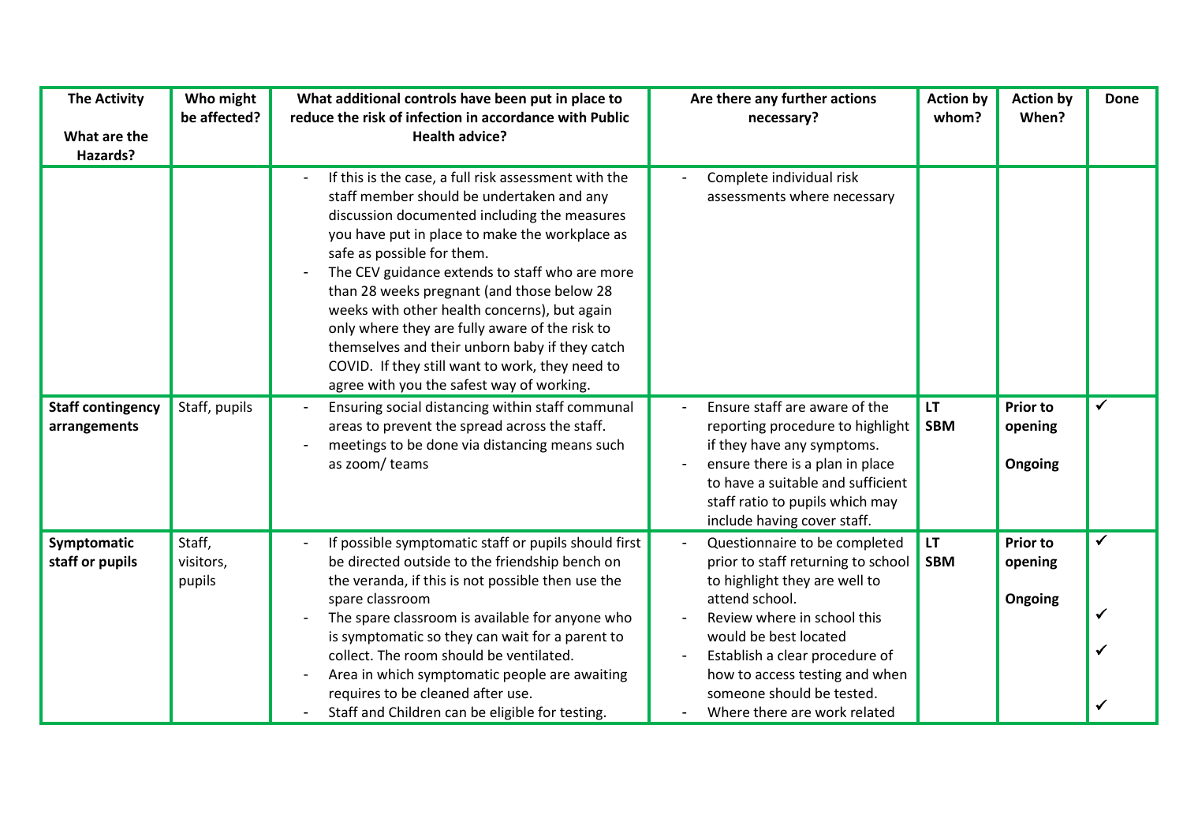| The Activity<br><br>What are the Hazards? | Who might be affected? | What additional controls have been put in place to reduce the risk of infection in accordance with Public Health advice? | Are there any further actions necessary? | Action by whom? | Action by When? | Done |
|---|---|---|---|---|---|---|
| | | - If this is the case, a full risk assessment with the staff member should be undertaken and any discussion documented including the measures you have put in place to make the workplace as safe as possible for them.<br>- The CEV guidance extends to staff who are more than 28 weeks pregnant (and those below 28 weeks with other health concerns), but again only where they are fully aware of the risk to themselves and their unborn baby if they catch COVID. If they still want to work, they need to agree with you the safest way of working. | - Complete individual risk assessments where necessary | | | |
| **Staff contingency arrangements** | Staff, pupils | - Ensuring social distancing within staff communal areas to prevent the spread across the staff.<br>- meetings to be done via distancing means such as zoom/ teams | - Ensure staff are aware of the reporting procedure to highlight if they have any symptoms.<br>- ensure there is a plan in place to have a suitable and sufficient staff ratio to pupils which may include having cover staff. | **LT**<br>**SBM** | **Prior to opening**<br><br>**Ongoing** | ✓ |
| **Symptomatic staff or pupils** | Staff, visitors, pupils | - If possible symptomatic staff or pupils should first be directed outside to the friendship bench on the veranda, if this is not possible then use the spare classroom<br>- The spare classroom is available for anyone who is symptomatic so they can wait for a parent to collect. The room should be ventilated.<br>- Area in which symptomatic people are awaiting requires to be cleaned after use.<br>- Staff and Children can be eligible for testing. | - Questionnaire to be completed prior to staff returning to school to highlight they are well to attend school.<br>- Review where in school this would be best located<br>- Establish a clear procedure of how to access testing and when someone should be tested.<br>- Where there are work related | **LT**<br>**SBM** | **Prior to opening**<br><br>**Ongoing** | ✓<br><br>✓<br>✓<br><br>✓ |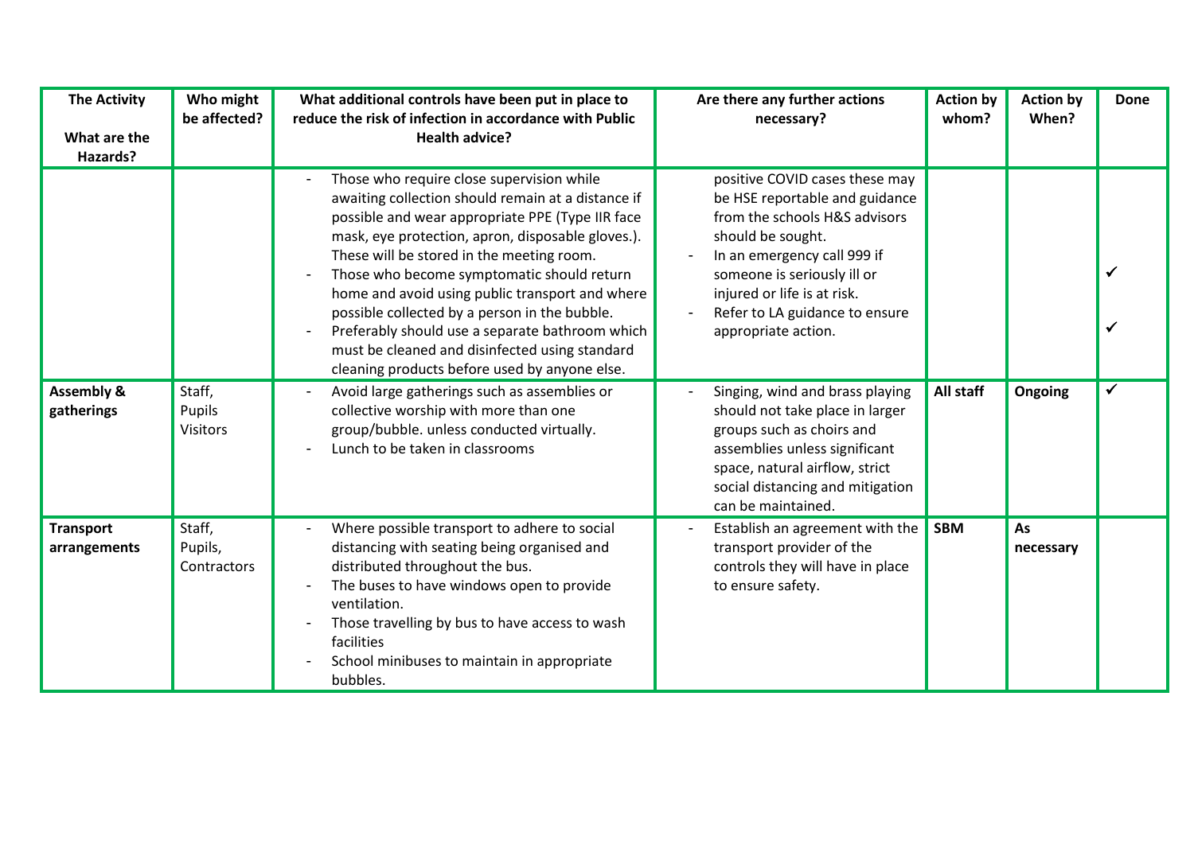| The Activity<br><br>What are the Hazards? | Who might be affected? | What additional controls have been put in place to reduce the risk of infection in accordance with Public Health advice? | Are there any further actions necessary? | Action by whom? | Action by When? | Done |
|---|---|---|---|---|---|---|
| | | - Those who require close supervision while awaiting collection should remain at a distance if possible and wear appropriate PPE (Type IIR face mask, eye protection, apron, disposable gloves.). These will be stored in the meeting room.<br>- Those who become symptomatic should return home and avoid using public transport and where possible collected by a person in the bubble.<br>- Preferably should use a separate bathroom which must be cleaned and disinfected using standard cleaning products before used by anyone else. | positive COVID cases these may be HSE reportable and guidance from the schools H&S advisors should be sought.<br>- In an emergency call 999 if someone is seriously ill or injured or life is at risk.<br>- Refer to LA guidance to ensure appropriate action. | | | ✓<br><br>✓ |
| **Assembly & gatherings** | Staff,<br>Pupils<br>Visitors | - Avoid large gatherings such as assemblies or collective worship with more than one group/bubble. unless conducted virtually.<br>- Lunch to be taken in classrooms | - Singing, wind and brass playing should not take place in larger groups such as choirs and assemblies unless significant space, natural airflow, strict social distancing and mitigation can be maintained. | **All staff** | **Ongoing** | ✓ |
| **Transport arrangements** | Staff,<br>Pupils,<br>Contractors | - Where possible transport to adhere to social distancing with seating being organised and distributed throughout the bus.<br>- The buses to have windows open to provide ventilation.<br>- Those travelling by bus to have access to wash facilities<br>- School minibuses to maintain in appropriate bubbles. | - Establish an agreement with the transport provider of the controls they will have in place to ensure safety. | **SBM** | **As necessary** | |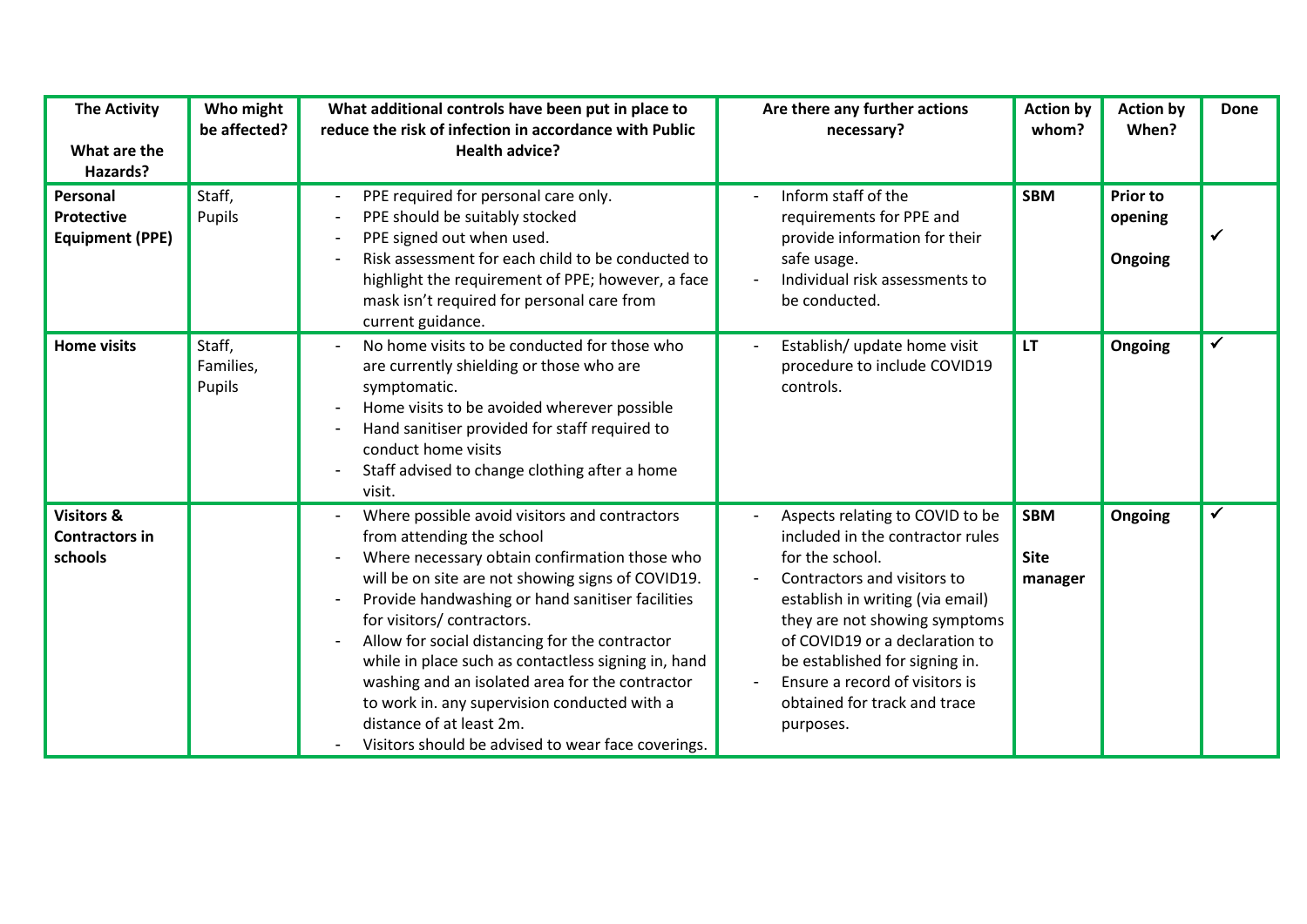| The Activity<br><br>What are the Hazards? | Who might be affected? | What additional controls have been put in place to reduce the risk of infection in accordance with Public Health advice? | Are there any further actions necessary? | Action by whom? | Action by When? | Done |
|---|---|---|---|---|---|---|
| **Personal Protective Equipment (PPE)** | Staff, Pupils | - PPE required for personal care only.<br>- PPE should be suitably stocked<br>- PPE signed out when used.<br>- Risk assessment for each child to be conducted to highlight the requirement of PPE; however, a face mask isn't required for personal care from current guidance. | - Inform staff of the requirements for PPE and provide information for their safe usage.<br>- Individual risk assessments to be conducted. | **SBM** | **Prior to opening**<br><br>**Ongoing** | ✓ |
| **Home visits** | Staff, Families, Pupils | - No home visits to be conducted for those who are currently shielding or those who are symptomatic.<br>- Home visits to be avoided wherever possible<br>- Hand sanitiser provided for staff required to conduct home visits<br>- Staff advised to change clothing after a home visit. | - Establish/ update home visit procedure to include COVID19 controls. | **LT** | **Ongoing** | ✓ |
| **Visitors & Contractors in schools** | | - Where possible avoid visitors and contractors from attending the school<br>- Where necessary obtain confirmation those who will be on site are not showing signs of COVID19.<br>- Provide handwashing or hand sanitiser facilities for visitors/ contractors.<br>- Allow for social distancing for the contractor while in place such as contactless signing in, hand washing and an isolated area for the contractor to work in. any supervision conducted with a distance of at least 2m.<br>- Visitors should be advised to wear face coverings. | - Aspects relating to COVID to be included in the contractor rules for the school.<br>- Contractors and visitors to establish in writing (via email) they are not showing symptoms of COVID19 or a declaration to be established for signing in.<br>- Ensure a record of visitors is obtained for track and trace purposes. | **SBM**<br><br>**Site manager** | **Ongoing** | ✓ |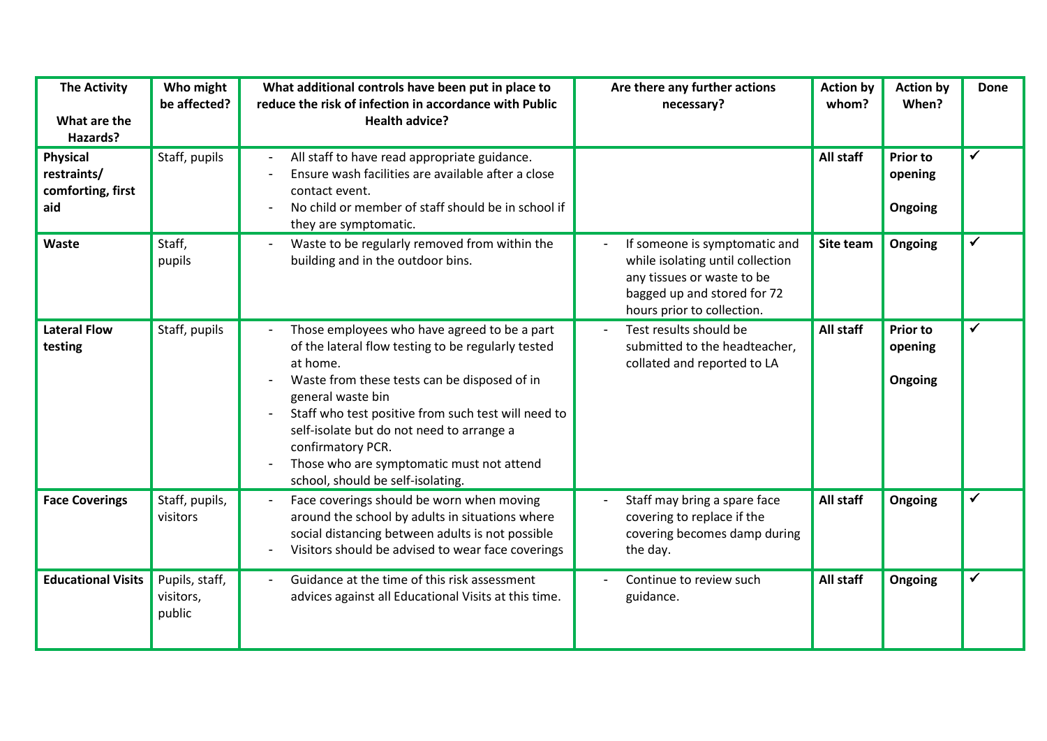| The Activity<br><br>What are the Hazards? | Who might be affected? | What additional controls have been put in place to reduce the risk of infection in accordance with Public Health advice? | Are there any further actions necessary? | Action by whom? | Action by When? | Done |
|---|---|---|---|---|---|---|
| **Physical restraints/ comforting, first aid** | Staff, pupils | - All staff to have read appropriate guidance.<br>- Ensure wash facilities are available after a close contact event.<br>- No child or member of staff should be in school if they are symptomatic. | | **All staff** | **Prior to opening**<br><br>**Ongoing** | ✓ |
| **Waste** | Staff, pupils | - Waste to be regularly removed from within the building and in the outdoor bins. | - If someone is symptomatic and while isolating until collection any tissues or waste to be bagged up and stored for 72 hours prior to collection. | **Site team** | **Ongoing** | ✓ |
| **Lateral Flow testing** | Staff, pupils | - Those employees who have agreed to be a part of the lateral flow testing to be regularly tested at home.<br>- Waste from these tests can be disposed of in general waste bin<br>- Staff who test positive from such test will need to self-isolate but do not need to arrange a confirmatory PCR.<br>- Those who are symptomatic must not attend school, should be self-isolating. | - Test results should be submitted to the headteacher, collated and reported to LA | **All staff** | **Prior to opening**<br><br>**Ongoing** | ✓ |
| **Face Coverings** | Staff, pupils, visitors | - Face coverings should be worn when moving around the school by adults in situations where social distancing between adults is not possible<br>- Visitors should be advised to wear face coverings | - Staff may bring a spare face covering to replace if the covering becomes damp during the day. | **All staff** | **Ongoing** | ✓ |
| **Educational Visits** | Pupils, staff, visitors, public | - Guidance at the time of this risk assessment advices against all Educational Visits at this time. | - Continue to review such guidance. | **All staff** | **Ongoing** | ✓ |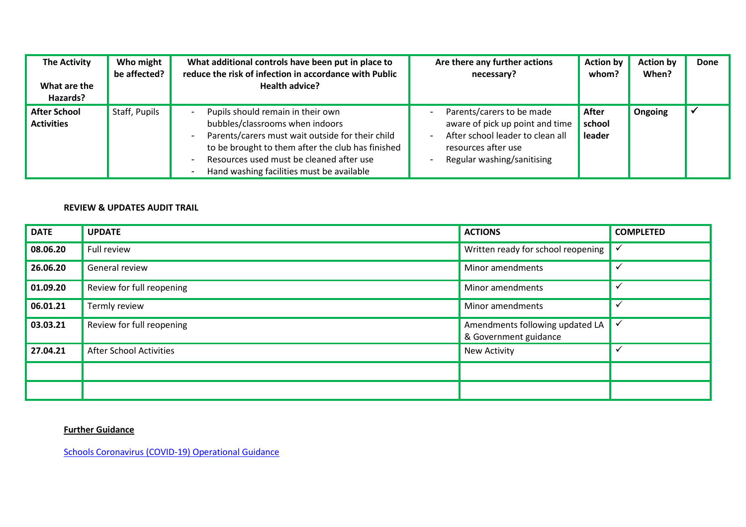| The Activity<br><br>What are the Hazards? | Who might be affected? | What additional controls have been put in place to reduce the risk of infection in accordance with Public Health advice? | Are there any further actions necessary? | Action by whom? | Action by When? | Done |
|---|---|---|---|---|---|---|
| **After School Activities** | Staff, Pupils | - Pupils should remain in their own bubbles/classrooms when indoors<br>- Parents/carers must wait outside for their child to be brought to them after the club has finished<br>- Resources used must be cleaned after use<br>- Hand washing facilities must be available | - Parents/carers to be made aware of pick up point and time<br>- After school leader to clean all resources after use<br>- Regular washing/sanitising | **After school leader** | **Ongoing** | ✓ |

**REVIEW & UPDATES AUDIT TRAIL**

| DATE | UPDATE | ACTIONS | COMPLETED |
|---|---|---|---|
| **08.06.20** | Full review | Written ready for school reopening | ✓ |
| **26.06.20** | General review | Minor amendments | ✓ |
| **01.09.20** | Review for full reopening | Minor amendments | ✓ |
| **06.01.21** | Termly review | Minor amendments | ✓ |
| **03.03.21** | Review for full reopening | Amendments following updated LA & Government guidance | ✓ |
| **27.04.21** | After School Activities | New Activity | ✓ |
| | | | |
| | | | |

**Further Guidance**

Schools Coronavirus (COVID-19) Operational Guidance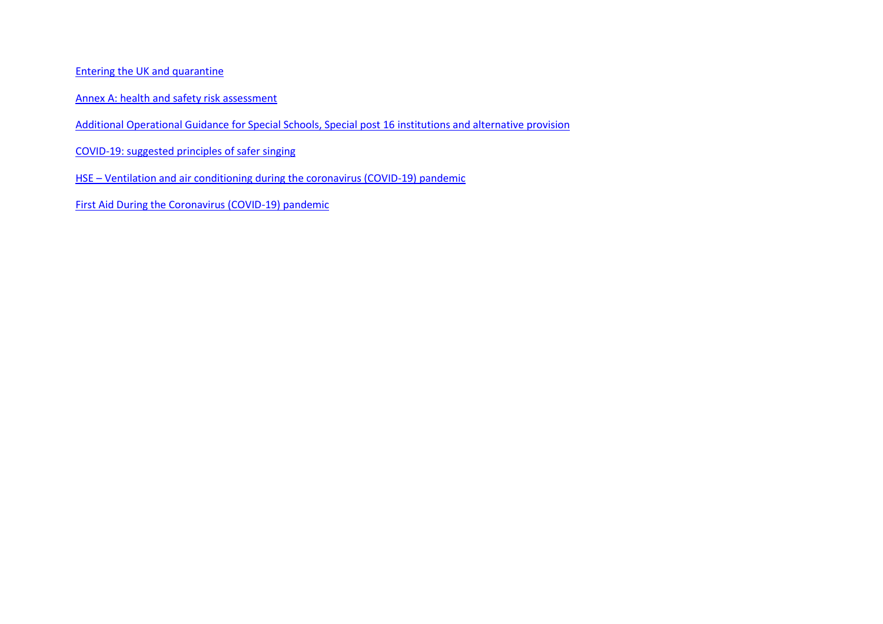Entering the UK and quarantine

Annex A: health and safety risk assessment

Additional Operational Guidance for Special Schools, Special post 16 institutions and alternative provision

COVID-19: suggested principles of safer singing

HSE – Ventilation and air conditioning during the coronavirus (COVID-19) pandemic

First Aid During the Coronavirus (COVID-19) pandemic